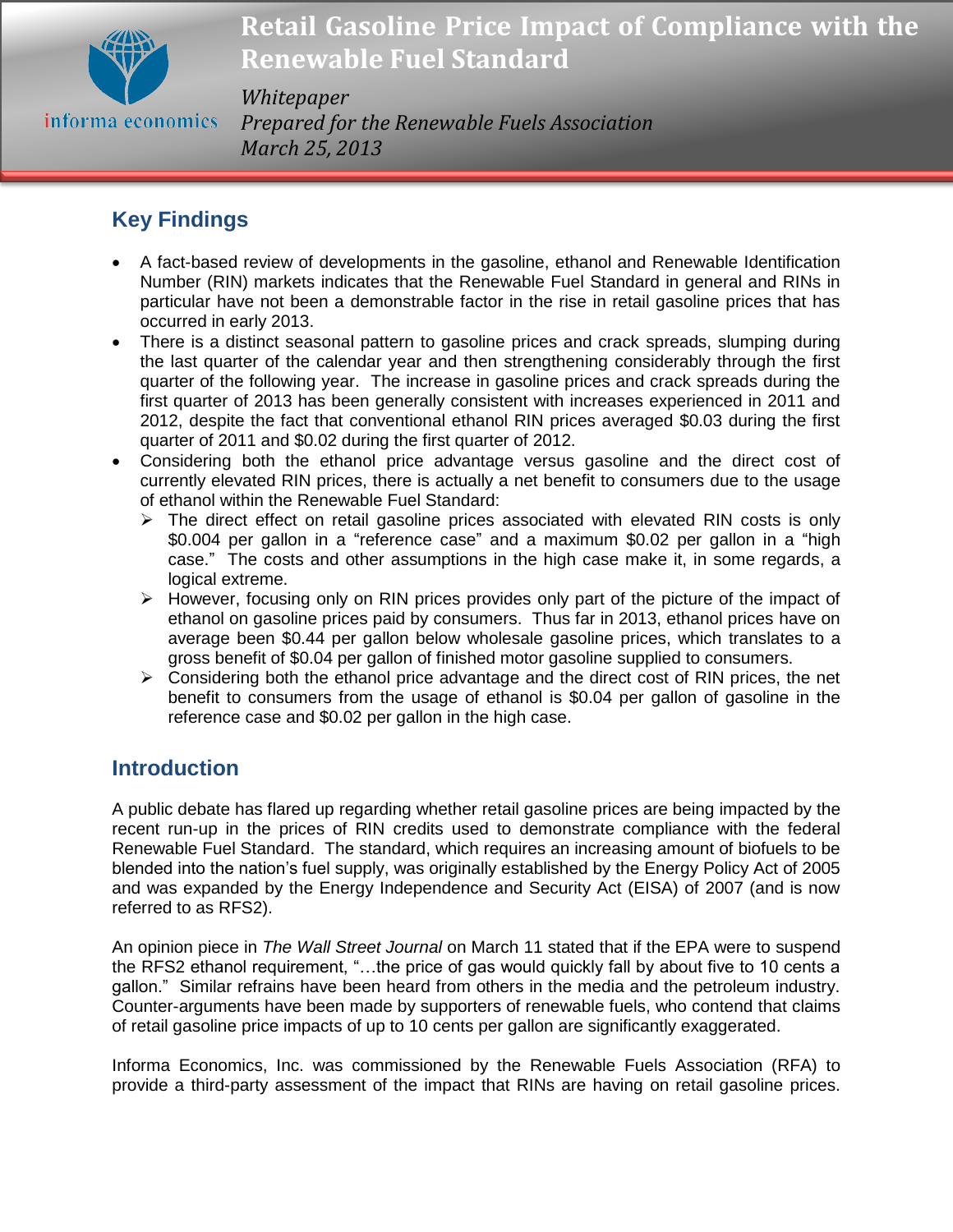# Retail Gasoline Price Impact of Compliance with the Renewable Fuel Standard

*Whitepaper*
*Prepared for the Renewable Fuels Association*
*March 25, 2013*

informa economics

## Key Findings

- A fact-based review of developments in the gasoline, ethanol and Renewable Identification Number (RIN) markets indicates that the Renewable Fuel Standard in general and RINs in particular have not been a demonstrable factor in the rise in retail gasoline prices that has occurred in early 2013.
- There is a distinct seasonal pattern to gasoline prices and crack spreads, slumping during the last quarter of the calendar year and then strengthening considerably through the first quarter of the following year. The increase in gasoline prices and crack spreads during the first quarter of 2013 has been generally consistent with increases experienced in 2011 and 2012, despite the fact that conventional ethanol RIN prices averaged $0.03 during the first quarter of 2011 and $0.02 during the first quarter of 2012.
- Considering both the ethanol price advantage versus gasoline and the direct cost of currently elevated RIN prices, there is actually a net benefit to consumers due to the usage of ethanol within the Renewable Fuel Standard:
  - The direct effect on retail gasoline prices associated with elevated RIN costs is only $0.004 per gallon in a "reference case" and a maximum $0.02 per gallon in a "high case." The costs and other assumptions in the high case make it, in some regards, a logical extreme.
  - However, focusing only on RIN prices provides only part of the picture of the impact of ethanol on gasoline prices paid by consumers. Thus far in 2013, ethanol prices have on average been $0.44 per gallon below wholesale gasoline prices, which translates to a gross benefit of $0.04 per gallon of finished motor gasoline supplied to consumers.
  - Considering both the ethanol price advantage and the direct cost of RIN prices, the net benefit to consumers from the usage of ethanol is $0.04 per gallon of gasoline in the reference case and $0.02 per gallon in the high case.

## Introduction

A public debate has flared up regarding whether retail gasoline prices are being impacted by the recent run-up in the prices of RIN credits used to demonstrate compliance with the federal Renewable Fuel Standard. The standard, which requires an increasing amount of biofuels to be blended into the nation's fuel supply, was originally established by the Energy Policy Act of 2005 and was expanded by the Energy Independence and Security Act (EISA) of 2007 (and is now referred to as RFS2).

An opinion piece in *The Wall Street Journal* on March 11 stated that if the EPA were to suspend the RFS2 ethanol requirement, "…the price of gas would quickly fall by about five to 10 cents a gallon." Similar refrains have been heard from others in the media and the petroleum industry. Counter-arguments have been made by supporters of renewable fuels, who contend that claims of retail gasoline price impacts of up to 10 cents per gallon are significantly exaggerated.

Informa Economics, Inc. was commissioned by the Renewable Fuels Association (RFA) to provide a third-party assessment of the impact that RINs are having on retail gasoline prices.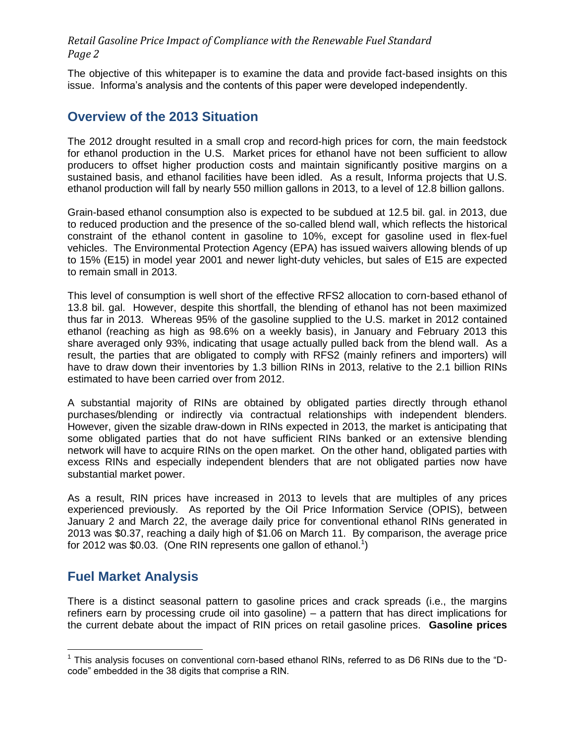The objective of this whitepaper is to examine the data and provide fact-based insights on this issue. Informa's analysis and the contents of this paper were developed independently.

## Overview of the 2013 Situation

The 2012 drought resulted in a small crop and record-high prices for corn, the main feedstock for ethanol production in the U.S. Market prices for ethanol have not been sufficient to allow producers to offset higher production costs and maintain significantly positive margins on a sustained basis, and ethanol facilities have been idled. As a result, Informa projects that U.S. ethanol production will fall by nearly 550 million gallons in 2013, to a level of 12.8 billion gallons.

Grain-based ethanol consumption also is expected to be subdued at 12.5 bil. gal. in 2013, due to reduced production and the presence of the so-called blend wall, which reflects the historical constraint of the ethanol content in gasoline to 10%, except for gasoline used in flex-fuel vehicles. The Environmental Protection Agency (EPA) has issued waivers allowing blends of up to 15% (E15) in model year 2001 and newer light-duty vehicles, but sales of E15 are expected to remain small in 2013.

This level of consumption is well short of the effective RFS2 allocation to corn-based ethanol of 13.8 bil. gal. However, despite this shortfall, the blending of ethanol has not been maximized thus far in 2013. Whereas 95% of the gasoline supplied to the U.S. market in 2012 contained ethanol (reaching as high as 98.6% on a weekly basis), in January and February 2013 this share averaged only 93%, indicating that usage actually pulled back from the blend wall. As a result, the parties that are obligated to comply with RFS2 (mainly refiners and importers) will have to draw down their inventories by 1.3 billion RINs in 2013, relative to the 2.1 billion RINs estimated to have been carried over from 2012.

A substantial majority of RINs are obtained by obligated parties directly through ethanol purchases/blending or indirectly via contractual relationships with independent blenders. However, given the sizable draw-down in RINs expected in 2013, the market is anticipating that some obligated parties that do not have sufficient RINs banked or an extensive blending network will have to acquire RINs on the open market. On the other hand, obligated parties with excess RINs and especially independent blenders that are not obligated parties now have substantial market power.

As a result, RIN prices have increased in 2013 to levels that are multiples of any prices experienced previously. As reported by the Oil Price Information Service (OPIS), between January 2 and March 22, the average daily price for conventional ethanol RINs generated in 2013 was $0.37, reaching a daily high of $1.06 on March 11. By comparison, the average price for 2012 was $0.03. (One RIN represents one gallon of ethanol.[1])

## Fuel Market Analysis

There is a distinct seasonal pattern to gasoline prices and crack spreads (i.e., the margins refiners earn by processing crude oil into gasoline) – a pattern that has direct implications for the current debate about the impact of RIN prices on retail gasoline prices. **Gasoline prices**

[1] This analysis focuses on conventional corn-based ethanol RINs, referred to as D6 RINs due to the "D-code" embedded in the 38 digits that comprise a RIN.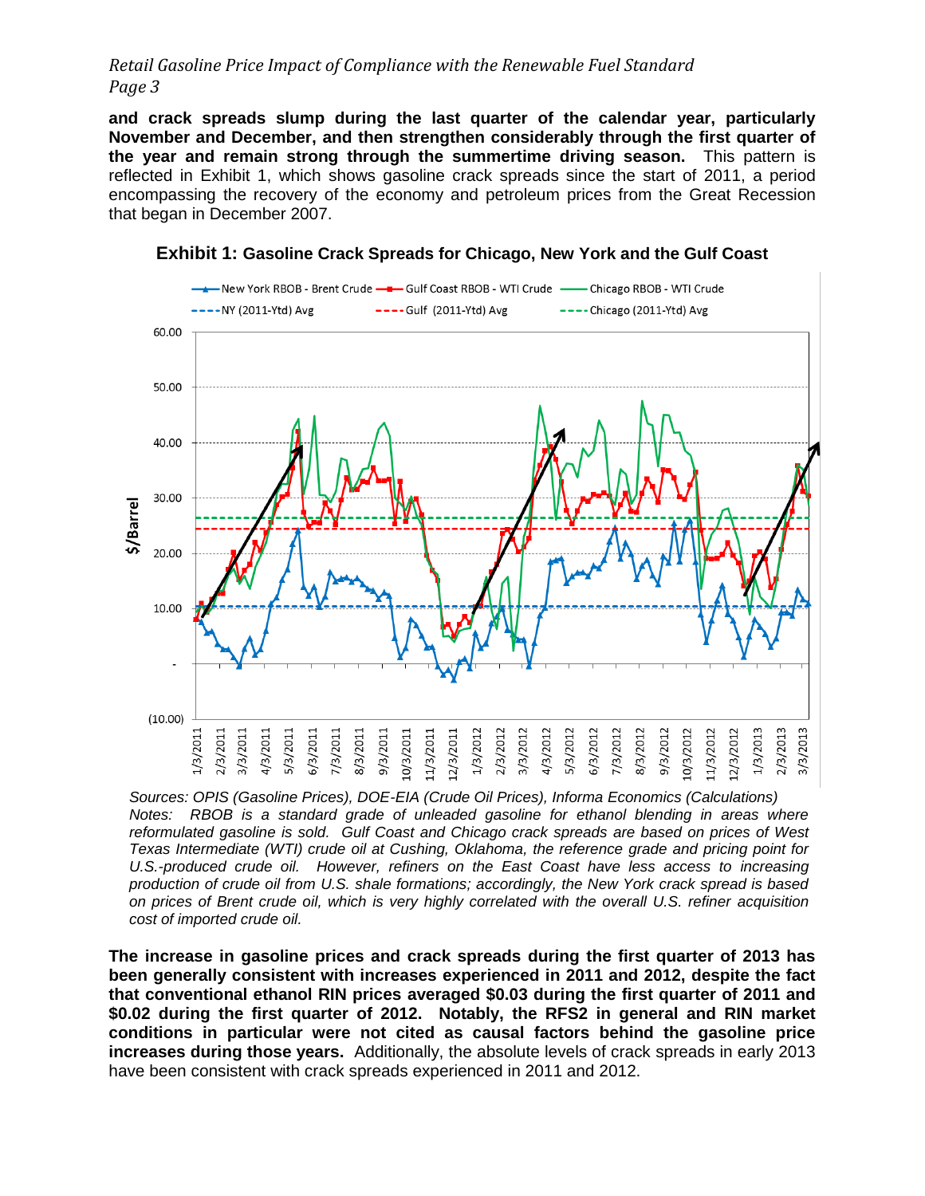**and crack spreads slump during the last quarter of the calendar year, particularly November and December, and then strengthen considerably through the first quarter of the year and remain strong through the summertime driving season.** This pattern is reflected in Exhibit 1, which shows gasoline crack spreads since the start of 2011, a period encompassing the recovery of the economy and petroleum prices from the Great Recession that began in December 2007.

**Exhibit 1: Gasoline Crack Spreads for Chicago, New York and the Gulf Coast**

*Sources: OPIS (Gasoline Prices), DOE-EIA (Crude Oil Prices), Informa Economics (Calculations)*
*Notes: RBOB is a standard grade of unleaded gasoline for ethanol blending in areas where reformulated gasoline is sold. Gulf Coast and Chicago crack spreads are based on prices of West Texas Intermediate (WTI) crude oil at Cushing, Oklahoma, the reference grade and pricing point for U.S.-produced crude oil. However, refiners on the East Coast have less access to increasing production of crude oil from U.S. shale formations; accordingly, the New York crack spread is based on prices of Brent crude oil, which is very highly correlated with the overall U.S. refiner acquisition cost of imported crude oil.*

**The increase in gasoline prices and crack spreads during the first quarter of 2013 has been generally consistent with increases experienced in 2011 and 2012, despite the fact that conventional ethanol RIN prices averaged $0.03 during the first quarter of 2011 and $0.02 during the first quarter of 2012. Notably, the RFS2 in general and RIN market conditions in particular were not cited as causal factors behind the gasoline price increases during those years.** Additionally, the absolute levels of crack spreads in early 2013 have been consistent with crack spreads experienced in 2011 and 2012.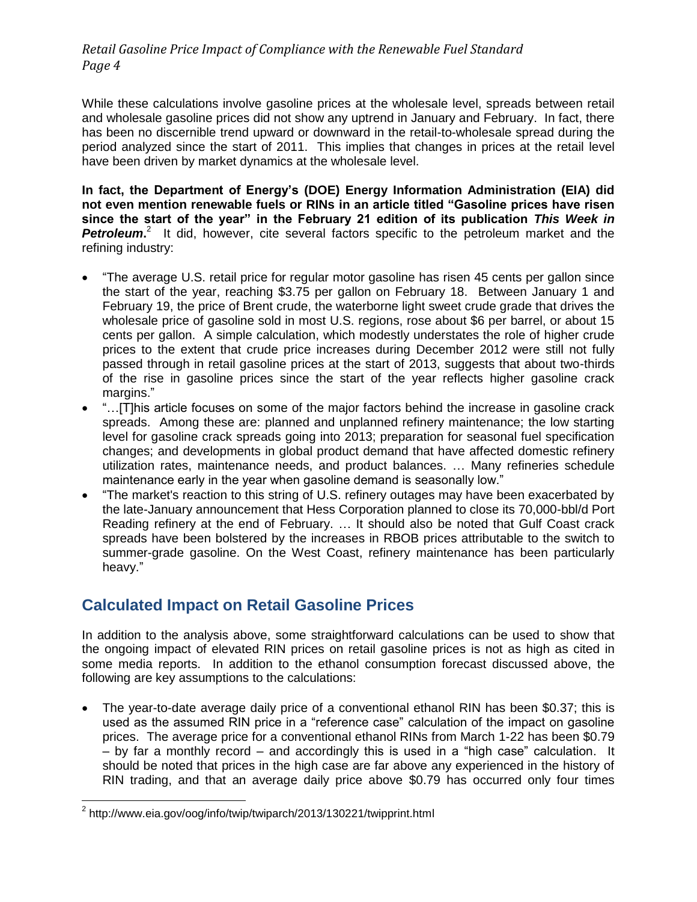While these calculations involve gasoline prices at the wholesale level, spreads between retail and wholesale gasoline prices did not show any uptrend in January and February. In fact, there has been no discernible trend upward or downward in the retail-to-wholesale spread during the period analyzed since the start of 2011. This implies that changes in prices at the retail level have been driven by market dynamics at the wholesale level.

**In fact, the Department of Energy's (DOE) Energy Information Administration (EIA) did not even mention renewable fuels or RINs in an article titled "Gasoline prices have risen since the start of the year" in the February 21 edition of its publication *This Week in Petroleum*.**[2] It did, however, cite several factors specific to the petroleum market and the refining industry:

- "The average U.S. retail price for regular motor gasoline has risen 45 cents per gallon since the start of the year, reaching $3.75 per gallon on February 18. Between January 1 and February 19, the price of Brent crude, the waterborne light sweet crude grade that drives the wholesale price of gasoline sold in most U.S. regions, rose about $6 per barrel, or about 15 cents per gallon. A simple calculation, which modestly understates the role of higher crude prices to the extent that crude price increases during December 2012 were still not fully passed through in retail gasoline prices at the start of 2013, suggests that about two-thirds of the rise in gasoline prices since the start of the year reflects higher gasoline crack margins."
- "…[T]his article focuses on some of the major factors behind the increase in gasoline crack spreads. Among these are: planned and unplanned refinery maintenance; the low starting level for gasoline crack spreads going into 2013; preparation for seasonal fuel specification changes; and developments in global product demand that have affected domestic refinery utilization rates, maintenance needs, and product balances. … Many refineries schedule maintenance early in the year when gasoline demand is seasonally low."
- "The market's reaction to this string of U.S. refinery outages may have been exacerbated by the late-January announcement that Hess Corporation planned to close its 70,000-bbl/d Port Reading refinery at the end of February. … It should also be noted that Gulf Coast crack spreads have been bolstered by the increases in RBOB prices attributable to the switch to summer-grade gasoline. On the West Coast, refinery maintenance has been particularly heavy."

## Calculated Impact on Retail Gasoline Prices

In addition to the analysis above, some straightforward calculations can be used to show that the ongoing impact of elevated RIN prices on retail gasoline prices is not as high as cited in some media reports. In addition to the ethanol consumption forecast discussed above, the following are key assumptions to the calculations:

- The year-to-date average daily price of a conventional ethanol RIN has been $0.37; this is used as the assumed RIN price in a "reference case" calculation of the impact on gasoline prices. The average price for a conventional ethanol RINs from March 1-22 has been $0.79 – by far a monthly record – and accordingly this is used in a "high case" calculation. It should be noted that prices in the high case are far above any experienced in the history of RIN trading, and that an average daily price above $0.79 has occurred only four times

[2] http://www.eia.gov/oog/info/twip/twiparch/2013/130221/twipprint.html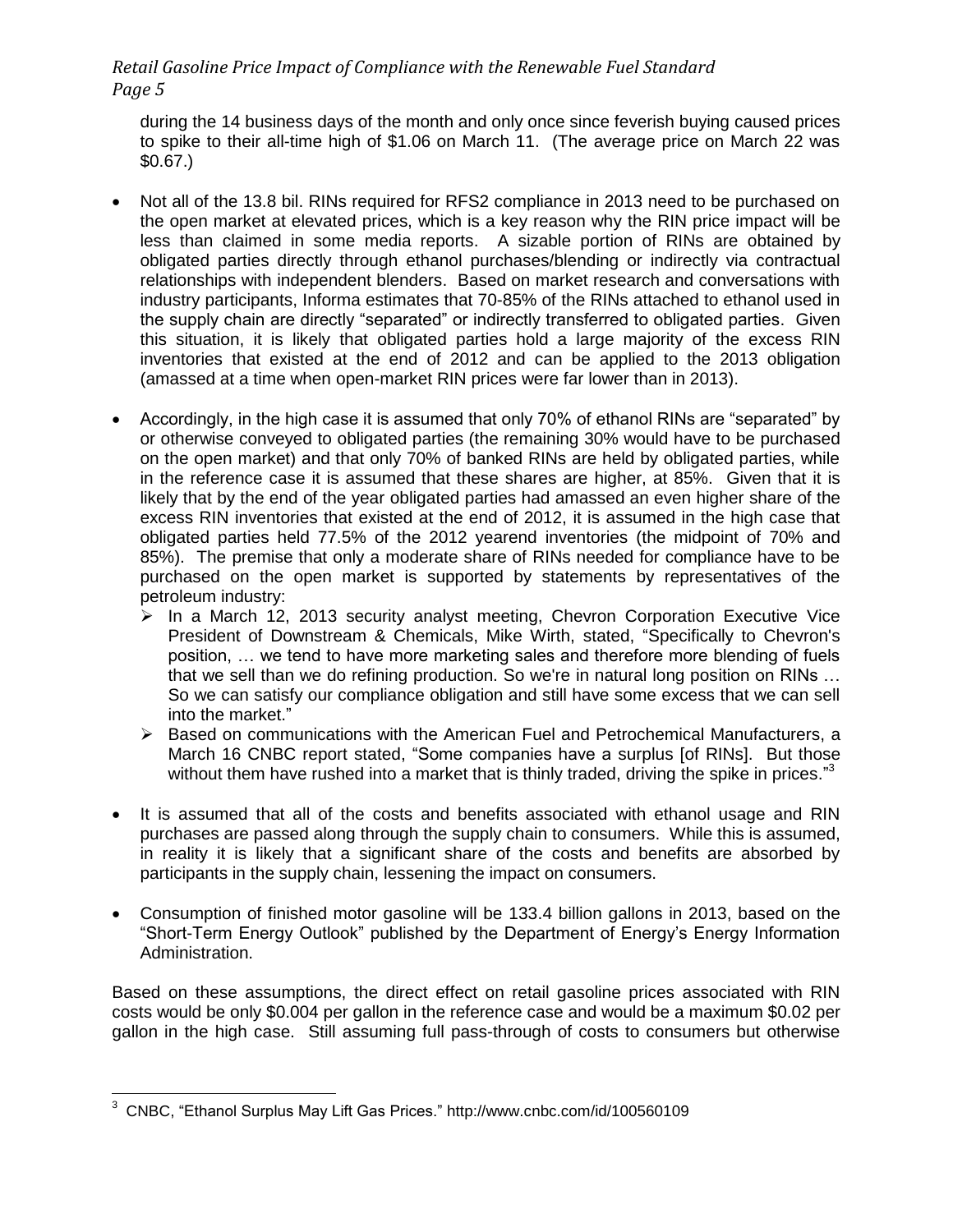during the 14 business days of the month and only once since feverish buying caused prices to spike to their all-time high of $1.06 on March 11. (The average price on March 22 was $0.67.)

- Not all of the 13.8 bil. RINs required for RFS2 compliance in 2013 need to be purchased on the open market at elevated prices, which is a key reason why the RIN price impact will be less than claimed in some media reports. A sizable portion of RINs are obtained by obligated parties directly through ethanol purchases/blending or indirectly via contractual relationships with independent blenders. Based on market research and conversations with industry participants, Informa estimates that 70-85% of the RINs attached to ethanol used in the supply chain are directly "separated" or indirectly transferred to obligated parties. Given this situation, it is likely that obligated parties hold a large majority of the excess RIN inventories that existed at the end of 2012 and can be applied to the 2013 obligation (amassed at a time when open-market RIN prices were far lower than in 2013).

- Accordingly, in the high case it is assumed that only 70% of ethanol RINs are "separated" by or otherwise conveyed to obligated parties (the remaining 30% would have to be purchased on the open market) and that only 70% of banked RINs are held by obligated parties, while in the reference case it is assumed that these shares are higher, at 85%. Given that it is likely that by the end of the year obligated parties had amassed an even higher share of the excess RIN inventories that existed at the end of 2012, it is assumed in the high case that obligated parties held 77.5% of the 2012 yearend inventories (the midpoint of 70% and 85%). The premise that only a moderate share of RINs needed for compliance have to be purchased on the open market is supported by statements by representatives of the petroleum industry:
  - In a March 12, 2013 security analyst meeting, Chevron Corporation Executive Vice President of Downstream & Chemicals, Mike Wirth, stated, "Specifically to Chevron's position, … we tend to have more marketing sales and therefore more blending of fuels that we sell than we do refining production. So we're in natural long position on RINs … So we can satisfy our compliance obligation and still have some excess that we can sell into the market."
  - Based on communications with the American Fuel and Petrochemical Manufacturers, a March 16 CNBC report stated, "Some companies have a surplus [of RINs]. But those without them have rushed into a market that is thinly traded, driving the spike in prices."[3]

- It is assumed that all of the costs and benefits associated with ethanol usage and RIN purchases are passed along through the supply chain to consumers. While this is assumed, in reality it is likely that a significant share of the costs and benefits are absorbed by participants in the supply chain, lessening the impact on consumers.

- Consumption of finished motor gasoline will be 133.4 billion gallons in 2013, based on the "Short-Term Energy Outlook" published by the Department of Energy's Energy Information Administration.

Based on these assumptions, the direct effect on retail gasoline prices associated with RIN costs would be only $0.004 per gallon in the reference case and would be a maximum $0.02 per gallon in the high case. Still assuming full pass-through of costs to consumers but otherwise

---

[3] CNBC, "Ethanol Surplus May Lift Gas Prices." http://www.cnbc.com/id/100560109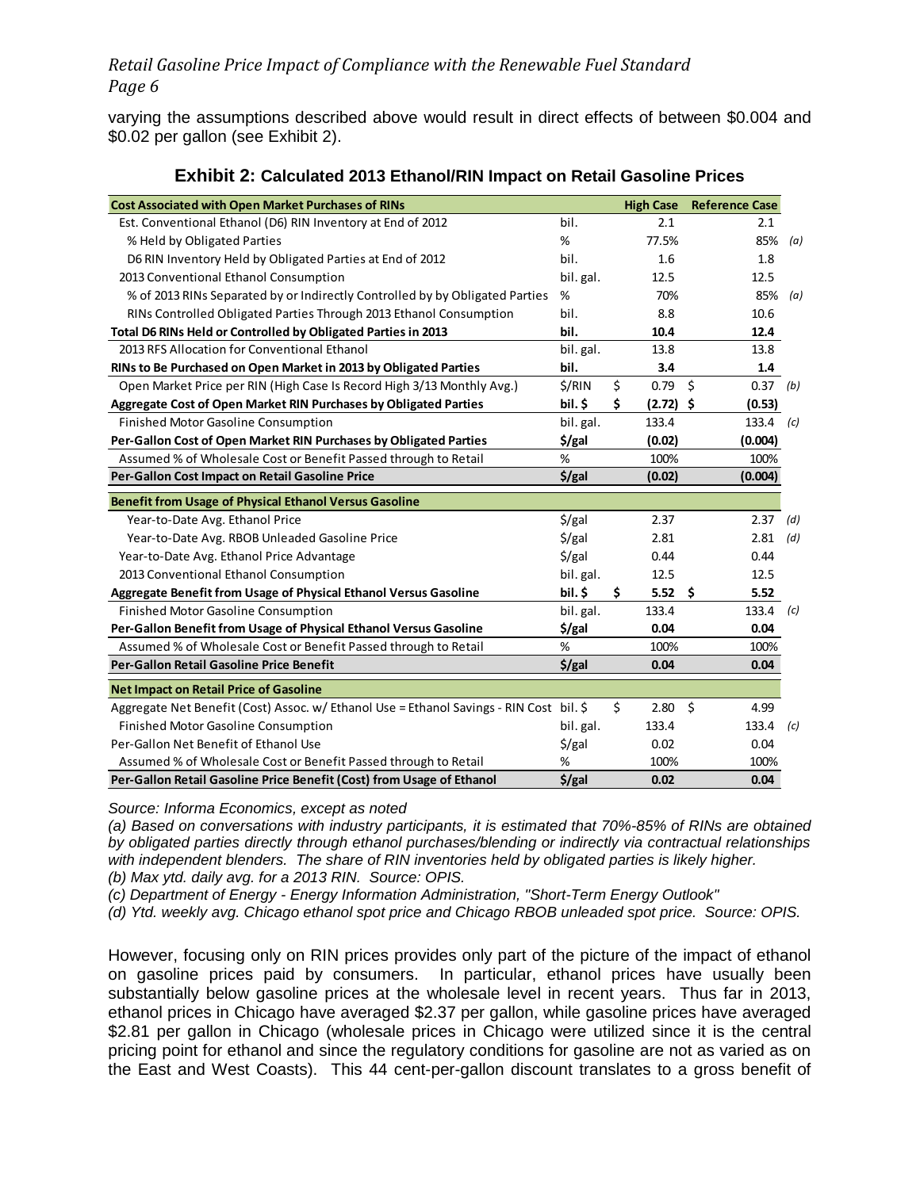varying the assumptions described above would result in direct effects of between \$0.004 and \$0.02 per gallon (see Exhibit 2).

### Exhibit 2: Calculated 2013 Ethanol/RIN Impact on Retail Gasoline Prices

| **Cost Associated with Open Market Purchases of RINs** | | **High Case** | **Reference Case** | |
|---|---|---|---|---|
| Est. Conventional Ethanol (D6) RIN Inventory at End of 2012 | bil. | 2.1 | 2.1 | |
| % Held by Obligated Parties | % | 77.5% | 85% | *(a)* |
| D6 RIN Inventory Held by Obligated Parties at End of 2012 | bil. | 1.6 | 1.8 | |
| 2013 Conventional Ethanol Consumption | bil. gal. | 12.5 | 12.5 | |
| % of 2013 RINs Separated by or Indirectly Controlled by by Obligated Parties | % | 70% | 85% | *(a)* |
| RINs Controlled Obligated Parties Through 2013 Ethanol Consumption | bil. | 8.8 | 10.6 | |
| **Total D6 RINs Held or Controlled by Obligated Parties in 2013** | **bil.** | **10.4** | **12.4** | |
| 2013 RFS Allocation for Conventional Ethanol | bil. gal. | 13.8 | 13.8 | |
| **RINs to Be Purchased on Open Market in 2013 by Obligated Parties** | **bil.** | **3.4** | **1.4** | |
| Open Market Price per RIN (High Case Is Record High 3/13 Monthly Avg.) | $/RIN | $ 0.79 | $ 0.37 | *(b)* |
| **Aggregate Cost of Open Market RIN Purchases by Obligated Parties** | **bil. $** | **$ (2.72)** | **$ (0.53)** | |
| Finished Motor Gasoline Consumption | bil. gal. | 133.4 | 133.4 | *(c)* |
| **Per-Gallon Cost of Open Market RIN Purchases by Obligated Parties** | **$/gal** | **(0.02)** | **(0.004)** | |
| Assumed % of Wholesale Cost or Benefit Passed through to Retail | % | 100% | 100% | |
| **Per-Gallon Cost Impact on Retail Gasoline Price** | **$/gal** | **(0.02)** | **(0.004)** | |
| **Benefit from Usage of Physical Ethanol Versus Gasoline** | | | | |
| Year-to-Date Avg. Ethanol Price | $/gal | 2.37 | 2.37 | *(d)* |
| Year-to-Date Avg. RBOB Unleaded Gasoline Price | $/gal | 2.81 | 2.81 | *(d)* |
| Year-to-Date Avg. Ethanol Price Advantage | $/gal | 0.44 | 0.44 | |
| 2013 Conventional Ethanol Consumption | bil. gal. | 12.5 | 12.5 | |
| **Aggregate Benefit from Usage of Physical Ethanol Versus Gasoline** | **bil. $** | **$ 5.52** | **$ 5.52** | |
| Finished Motor Gasoline Consumption | bil. gal. | 133.4 | 133.4 | *(c)* |
| **Per-Gallon Benefit from Usage of Physical Ethanol Versus Gasoline** | **$/gal** | **0.04** | **0.04** | |
| Assumed % of Wholesale Cost or Benefit Passed through to Retail | % | 100% | 100% | |
| **Per-Gallon Retail Gasoline Price Benefit** | **$/gal** | **0.04** | **0.04** | |
| **Net Impact on Retail Price of Gasoline** | | | | |
| Aggregate Net Benefit (Cost) Assoc. w/ Ethanol Use = Ethanol Savings - RIN Cost | bil. $ | $ 2.80 | $ 4.99 | |
| Finished Motor Gasoline Consumption | bil. gal. | 133.4 | 133.4 | *(c)* |
| Per-Gallon Net Benefit of Ethanol Use | $/gal | 0.02 | 0.04 | |
| Assumed % of Wholesale Cost or Benefit Passed through to Retail | % | 100% | 100% | |
| **Per-Gallon Retail Gasoline Price Benefit (Cost) from Usage of Ethanol** | **$/gal** | **0.02** | **0.04** | |

*Source: Informa Economics, except as noted*

*(a) Based on conversations with industry participants, it is estimated that 70%-85% of RINs are obtained by obligated parties directly through ethanol purchases/blending or indirectly via contractual relationships with independent blenders. The share of RIN inventories held by obligated parties is likely higher.*

*(b) Max ytd. daily avg. for a 2013 RIN. Source: OPIS.*

*(c) Department of Energy - Energy Information Administration, "Short-Term Energy Outlook"*

*(d) Ytd. weekly avg. Chicago ethanol spot price and Chicago RBOB unleaded spot price. Source: OPIS.*

However, focusing only on RIN prices provides only part of the picture of the impact of ethanol on gasoline prices paid by consumers. In particular, ethanol prices have usually been substantially below gasoline prices at the wholesale level in recent years. Thus far in 2013, ethanol prices in Chicago have averaged \$2.37 per gallon, while gasoline prices have averaged \$2.81 per gallon in Chicago (wholesale prices in Chicago were utilized since it is the central pricing point for ethanol and since the regulatory conditions for gasoline are not as varied as on the East and West Coasts). This 44 cent-per-gallon discount translates to a gross benefit of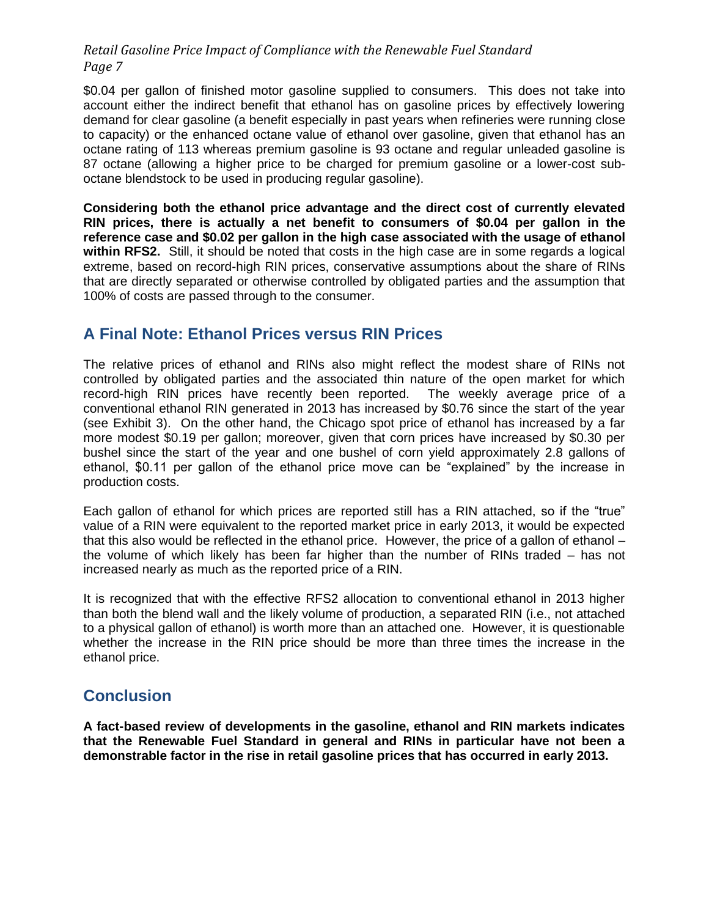$0.04 per gallon of finished motor gasoline supplied to consumers. This does not take into account either the indirect benefit that ethanol has on gasoline prices by effectively lowering demand for clear gasoline (a benefit especially in past years when refineries were running close to capacity) or the enhanced octane value of ethanol over gasoline, given that ethanol has an octane rating of 113 whereas premium gasoline is 93 octane and regular unleaded gasoline is 87 octane (allowing a higher price to be charged for premium gasoline or a lower-cost sub-octane blendstock to be used in producing regular gasoline).

**Considering both the ethanol price advantage and the direct cost of currently elevated RIN prices, there is actually a net benefit to consumers of $0.04 per gallon in the reference case and $0.02 per gallon in the high case associated with the usage of ethanol within RFS2.** Still, it should be noted that costs in the high case are in some regards a logical extreme, based on record-high RIN prices, conservative assumptions about the share of RINs that are directly separated or otherwise controlled by obligated parties and the assumption that 100% of costs are passed through to the consumer.

## A Final Note: Ethanol Prices versus RIN Prices

The relative prices of ethanol and RINs also might reflect the modest share of RINs not controlled by obligated parties and the associated thin nature of the open market for which record-high RIN prices have recently been reported. The weekly average price of a conventional ethanol RIN generated in 2013 has increased by $0.76 since the start of the year (see Exhibit 3). On the other hand, the Chicago spot price of ethanol has increased by a far more modest $0.19 per gallon; moreover, given that corn prices have increased by $0.30 per bushel since the start of the year and one bushel of corn yield approximately 2.8 gallons of ethanol, $0.11 per gallon of the ethanol price move can be "explained" by the increase in production costs.

Each gallon of ethanol for which prices are reported still has a RIN attached, so if the "true" value of a RIN were equivalent to the reported market price in early 2013, it would be expected that this also would be reflected in the ethanol price. However, the price of a gallon of ethanol – the volume of which likely has been far higher than the number of RINs traded – has not increased nearly as much as the reported price of a RIN.

It is recognized that with the effective RFS2 allocation to conventional ethanol in 2013 higher than both the blend wall and the likely volume of production, a separated RIN (i.e., not attached to a physical gallon of ethanol) is worth more than an attached one. However, it is questionable whether the increase in the RIN price should be more than three times the increase in the ethanol price.

## Conclusion

**A fact-based review of developments in the gasoline, ethanol and RIN markets indicates that the Renewable Fuel Standard in general and RINs in particular have not been a demonstrable factor in the rise in retail gasoline prices that has occurred in early 2013.**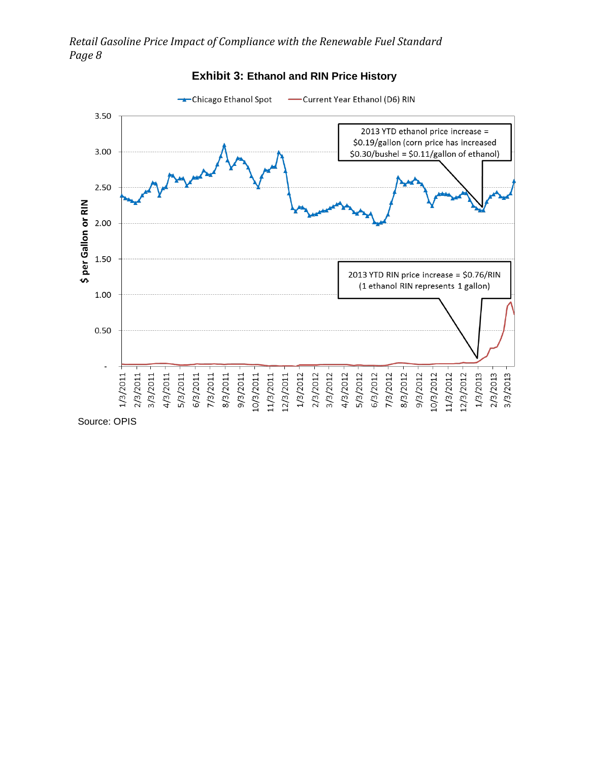**Exhibit 3: Ethanol and RIN Price History**

Chicago Ethanol Spot
Current Year Ethanol (D6) RIN

$ per Gallon or RIN

3.50
3.00
2.50
2.00
1.50
1.00
0.50
-

1/3/2011
2/3/2011
3/3/2011
4/3/2011
5/3/2011
6/3/2011
7/3/2011
8/3/2011
9/3/2011
10/3/2011
11/3/2011
12/3/2011
1/3/2012
2/3/2012
3/3/2012
4/3/2012
5/3/2012
6/3/2012
7/3/2012
8/3/2012
9/3/2012
10/3/2012
11/3/2012
12/3/2012
1/3/2013
2/3/2013
3/3/2013

2013 YTD ethanol price increase = $0.19/gallon (corn price has increased $0.30/bushel = $0.11/gallon of ethanol)

2013 YTD RIN price increase = $0.76/RIN (1 ethanol RIN represents 1 gallon)

Source: OPIS